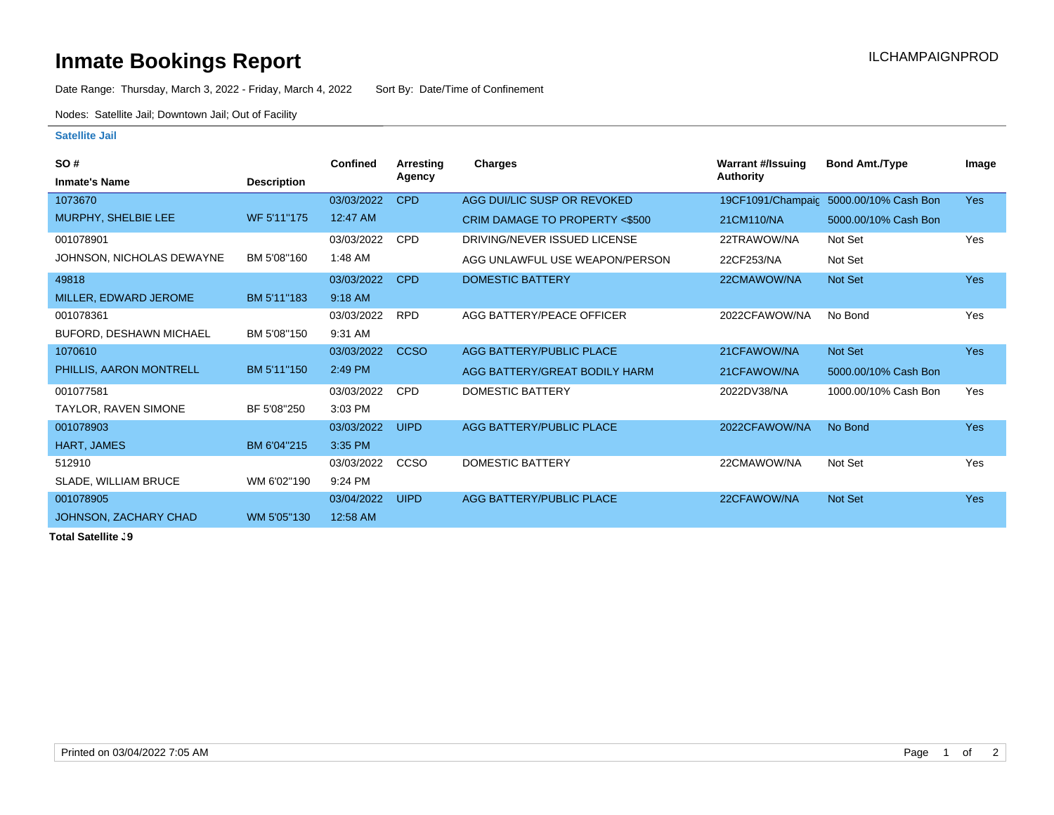# Inmate Bookings Report

ILCHAMPAIGNPROD

Date Range: Thursday, March 3, 2022 - Friday, March 4, 2022    Sort By: Date/Time of Confinement

Nodes: Satellite Jail; Downtown Jail; Out of Facility

### Satellite Jail

| SO # / Inmate's Name | Description | Confined | Arresting Agency | Charges | Warrant #/Issuing Authority | Bond Amt./Type | Image |
|---|---|---|---|---|---|---|---|
| 1073670 | | 03/03/2022 | CPD | AGG DUI/LIC SUSP OR REVOKED | 19CF1091/Champaig | 5000.00/10% Cash Bon | Yes |
| MURPHY, SHELBIE LEE | WF 5'11"175 | 12:47 AM | | CRIM DAMAGE TO PROPERTY <$500 | 21CM110/NA | 5000.00/10% Cash Bon | |
| 001078901 | | 03/03/2022 | CPD | DRIVING/NEVER ISSUED LICENSE | 22TRAWOW/NA | Not Set | Yes |
| JOHNSON, NICHOLAS DEWAYNE | BM 5'08"160 | 1:48 AM | | AGG UNLAWFUL USE WEAPON/PERSON | 22CF253/NA | Not Set | |
| 49818 | | 03/03/2022 | CPD | DOMESTIC BATTERY | 22CMAWOW/NA | Not Set | Yes |
| MILLER, EDWARD JEROME | BM 5'11"183 | 9:18 AM | | | | | |
| 001078361 | | 03/03/2022 | RPD | AGG BATTERY/PEACE OFFICER | 2022CFAWOW/NA | No Bond | Yes |
| BUFORD, DESHAWN MICHAEL | BM 5'08"150 | 9:31 AM | | | | | |
| 1070610 | | 03/03/2022 | CCSO | AGG BATTERY/PUBLIC PLACE | 21CFAWOW/NA | Not Set | Yes |
| PHILLIS, AARON MONTRELL | BM 5'11"150 | 2:49 PM | | AGG BATTERY/GREAT BODILY HARM | 21CFAWOW/NA | 5000.00/10% Cash Bon | |
| 001077581 | | 03/03/2022 | CPD | DOMESTIC BATTERY | 2022DV38/NA | 1000.00/10% Cash Bon | Yes |
| TAYLOR, RAVEN SIMONE | BF 5'08"250 | 3:03 PM | | | | | |
| 001078903 | | 03/03/2022 | UIPD | AGG BATTERY/PUBLIC PLACE | 2022CFAWOW/NA | No Bond | Yes |
| HART, JAMES | BM 6'04"215 | 3:35 PM | | | | | |
| 512910 | | 03/03/2022 | CCSO | DOMESTIC BATTERY | 22CMAWOW/NA | Not Set | Yes |
| SLADE, WILLIAM BRUCE | WM 6'02"190 | 9:24 PM | | | | | |
| 001078905 | | 03/04/2022 | UIPD | AGG BATTERY/PUBLIC PLACE | 22CFAWOW/NA | Not Set | Yes |
| JOHNSON, ZACHARY CHAD | WM 5'05"130 | 12:58 AM | | | | | |

**Total Satellite :9**

Printed on 03/04/2022 7:05 AM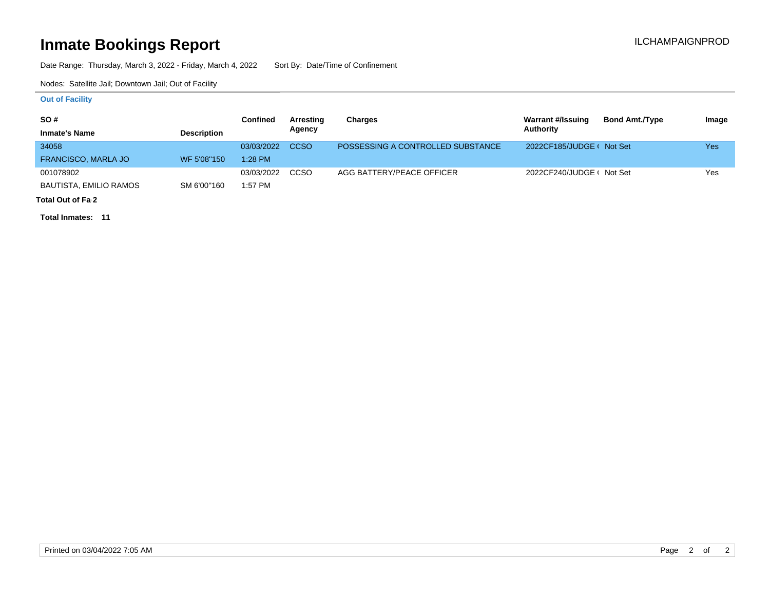# Inmate Bookings Report

ILCHAMPAIGNPROD

Date Range: Thursday, March 3, 2022 - Friday, March 4, 2022 Sort By: Date/Time of Confinement

Nodes: Satellite Jail; Downtown Jail; Out of Facility

### Out of Facility

| SO # / Inmate's Name | Description | Confined | Arresting Agency | Charges | Warrant #/Issuing Authority | Bond Amt./Type | Image |
|---|---|---|---|---|---|---|---|
| 34058 FRANCISCO, MARLA JO | WF 5'08"150 | 03/03/2022 1:28 PM | CCSO | POSSESSING A CONTROLLED SUBSTANCE | 2022CF185/JUDGE ( | Not Set | Yes |
| 001078902 BAUTISTA, EMILIO RAMOS | SM 6'00"160 | 03/03/2022 1:57 PM | CCSO | AGG BATTERY/PEACE OFFICER | 2022CF240/JUDGE ( | Not Set | Yes |

**Total Out of Fa 2**

**Total Inmates: 11**

Printed on 03/04/2022 7:05 AM